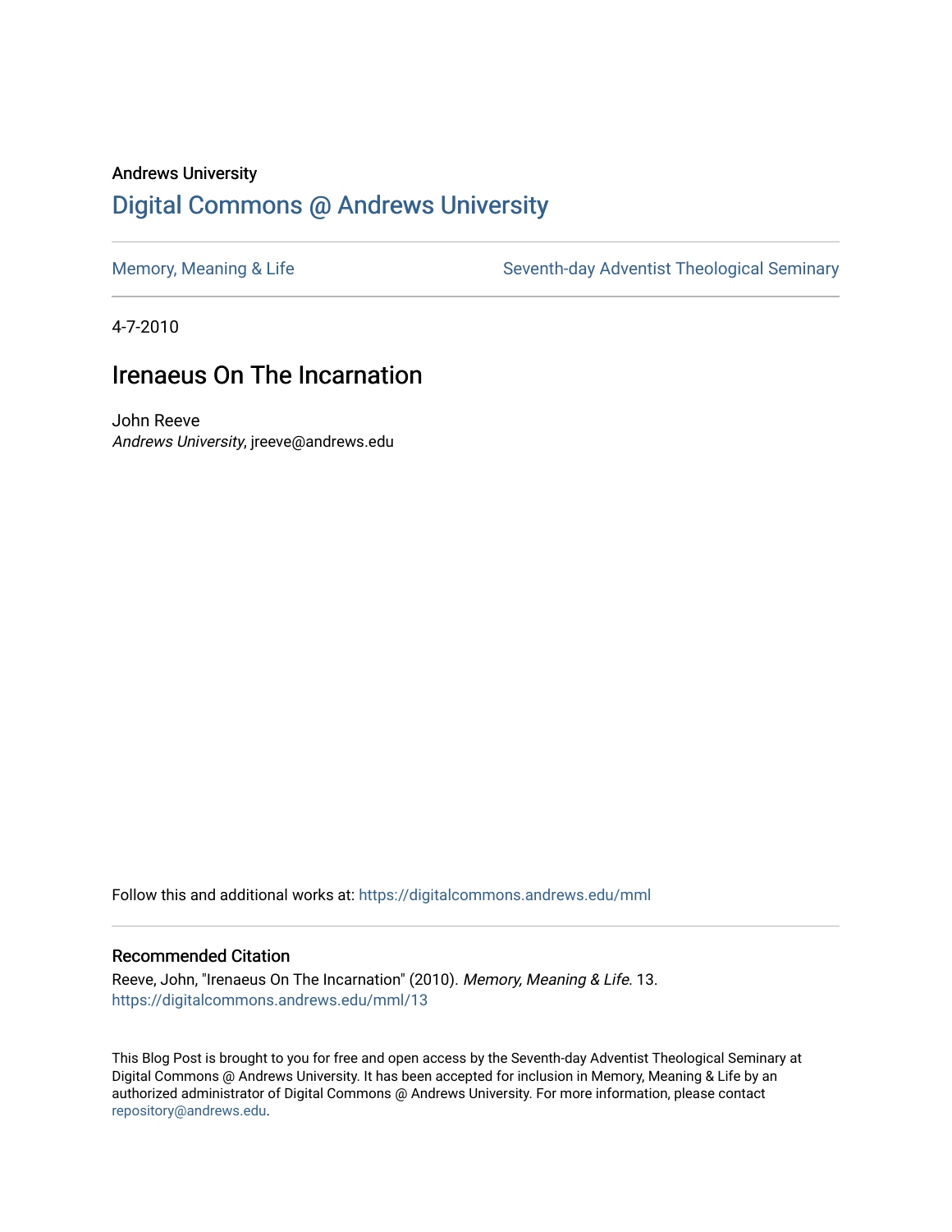Andrews University

# Digital Commons @ Andrews University

Memory, Meaning & Life

Seventh-day Adventist Theological Seminary

4-7-2010

## Irenaeus On The Incarnation

John Reeve
*Andrews University*, jreeve@andrews.edu

Follow this and additional works at: https://digitalcommons.andrews.edu/mml

### Recommended Citation

Reeve, John, "Irenaeus On The Incarnation" (2010). *Memory, Meaning & Life*. 13.
https://digitalcommons.andrews.edu/mml/13

This Blog Post is brought to you for free and open access by the Seventh-day Adventist Theological Seminary at Digital Commons @ Andrews University. It has been accepted for inclusion in Memory, Meaning & Life by an authorized administrator of Digital Commons @ Andrews University. For more information, please contact repository@andrews.edu.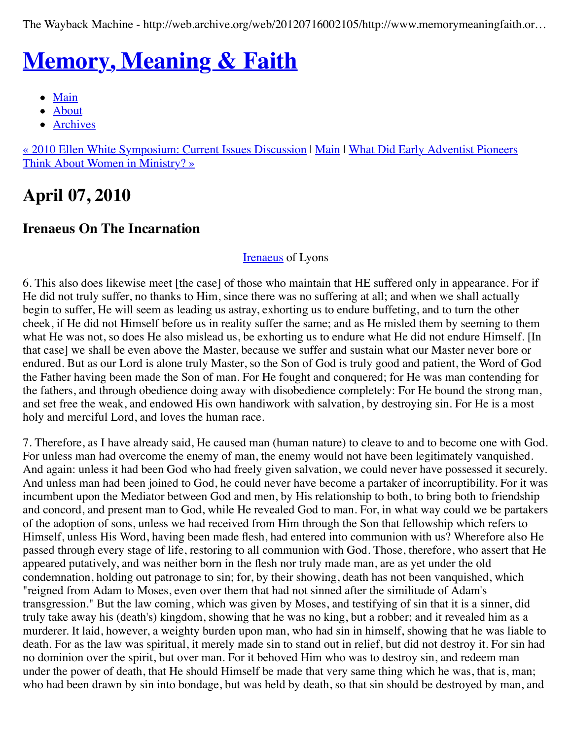The Wayback Machine - http://web.archive.org/web/20120716002105/http://www.memorymeaningfaith.or…

# Memory, Meaning & Faith

- Main
- About
- Archives

« 2010 Ellen White Symposium: Current Issues Discussion | Main | What Did Early Adventist Pioneers Think About Women in Ministry? »

## April 07, 2010

### Irenaeus On The Incarnation

Irenaeus of Lyons

6. This also does likewise meet [the case] of those who maintain that HE suffered only in appearance. For if He did not truly suffer, no thanks to Him, since there was no suffering at all; and when we shall actually begin to suffer, He will seem as leading us astray, exhorting us to endure buffeting, and to turn the other cheek, if He did not Himself before us in reality suffer the same; and as He misled them by seeming to them what He was not, so does He also mislead us, be exhorting us to endure what He did not endure Himself. [In that case] we shall be even above the Master, because we suffer and sustain what our Master never bore or endured. But as our Lord is alone truly Master, so the Son of God is truly good and patient, the Word of God the Father having been made the Son of man. For He fought and conquered; for He was man contending for the fathers, and through obedience doing away with disobedience completely: For He bound the strong man, and set free the weak, and endowed His own handiwork with salvation, by destroying sin. For He is a most holy and merciful Lord, and loves the human race.

7. Therefore, as I have already said, He caused man (human nature) to cleave to and to become one with God. For unless man had overcome the enemy of man, the enemy would not have been legitimately vanquished. And again: unless it had been God who had freely given salvation, we could never have possessed it securely. And unless man had been joined to God, he could never have become a partaker of incorruptibility. For it was incumbent upon the Mediator between God and men, by His relationship to both, to bring both to friendship and concord, and present man to God, while He revealed God to man. For, in what way could we be partakers of the adoption of sons, unless we had received from Him through the Son that fellowship which refers to Himself, unless His Word, having been made flesh, had entered into communion with us? Wherefore also He passed through every stage of life, restoring to all communion with God. Those, therefore, who assert that He appeared putatively, and was neither born in the flesh nor truly made man, are as yet under the old condemnation, holding out patronage to sin; for, by their showing, death has not been vanquished, which "reigned from Adam to Moses, even over them that had not sinned after the similitude of Adam's transgression." But the law coming, which was given by Moses, and testifying of sin that it is a sinner, did truly take away his (death's) kingdom, showing that he was no king, but a robber; and it revealed him as a murderer. It laid, however, a weighty burden upon man, who had sin in himself, showing that he was liable to death. For as the law was spiritual, it merely made sin to stand out in relief, but did not destroy it. For sin had no dominion over the spirit, but over man. For it behoved Him who was to destroy sin, and redeem man under the power of death, that He should Himself be made that very same thing which he was, that is, man; who had been drawn by sin into bondage, but was held by death, so that sin should be destroyed by man, and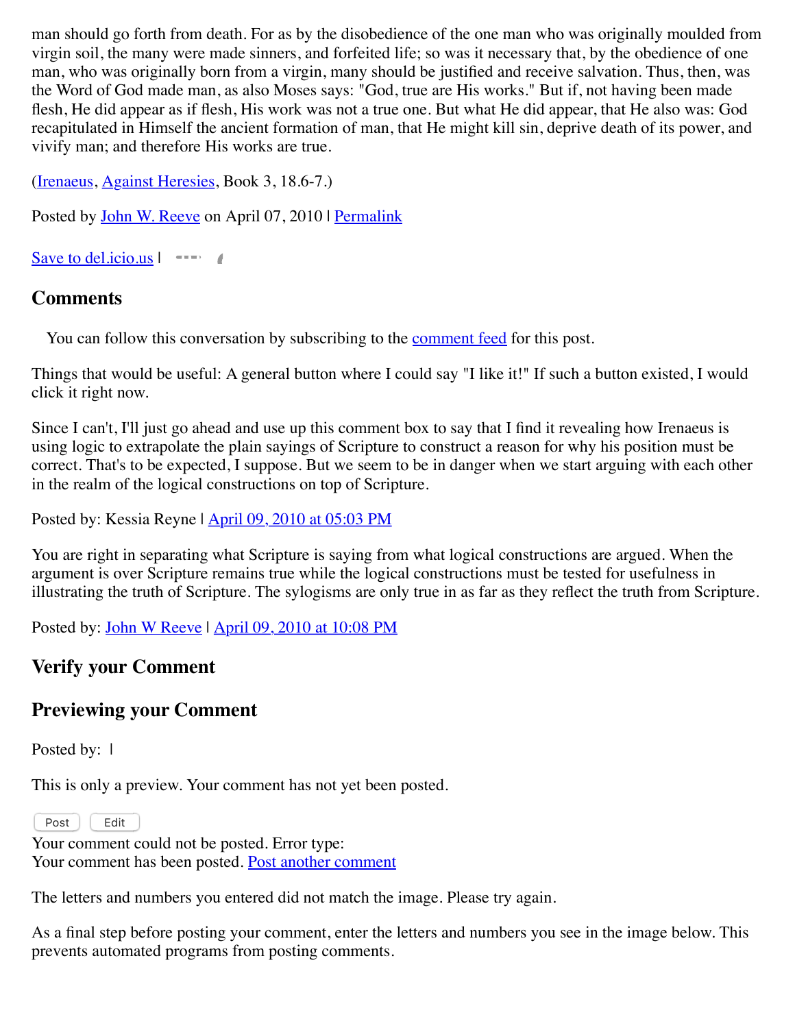man should go forth from death. For as by the disobedience of the one man who was originally moulded from virgin soil, the many were made sinners, and forfeited life; so was it necessary that, by the obedience of one man, who was originally born from a virgin, many should be justified and receive salvation. Thus, then, was the Word of God made man, as also Moses says: "God, true are His works." But if, not having been made flesh, He did appear as if flesh, His work was not a true one. But what He did appear, that He also was: God recapitulated in Himself the ancient formation of man, that He might kill sin, deprive death of its power, and vivify man; and therefore His works are true.

(Irenaeus, Against Heresies, Book 3, 18.6-7.)

Posted by John W. Reeve on April 07, 2010 | Permalink

Save to del.icio.us |

## Comments

You can follow this conversation by subscribing to the comment feed for this post.

Things that would be useful: A general button where I could say "I like it!" If such a button existed, I would click it right now.

Since I can't, I'll just go ahead and use up this comment box to say that I find it revealing how Irenaeus is using logic to extrapolate the plain sayings of Scripture to construct a reason for why his position must be correct. That's to be expected, I suppose. But we seem to be in danger when we start arguing with each other in the realm of the logical constructions on top of Scripture.

Posted by: Kessia Reyne | April 09, 2010 at 05:03 PM

You are right in separating what Scripture is saying from what logical constructions are argued. When the argument is over Scripture remains true while the logical constructions must be tested for usefulness in illustrating the truth of Scripture. The sylogisms are only true in as far as they reflect the truth from Scripture.

Posted by: John W Reeve | April 09, 2010 at 10:08 PM

## Verify your Comment

## Previewing your Comment

Posted by: |

This is only a preview. Your comment has not yet been posted.

Post Edit

Your comment could not be posted. Error type:
Your comment has been posted. Post another comment

The letters and numbers you entered did not match the image. Please try again.

As a final step before posting your comment, enter the letters and numbers you see in the image below. This prevents automated programs from posting comments.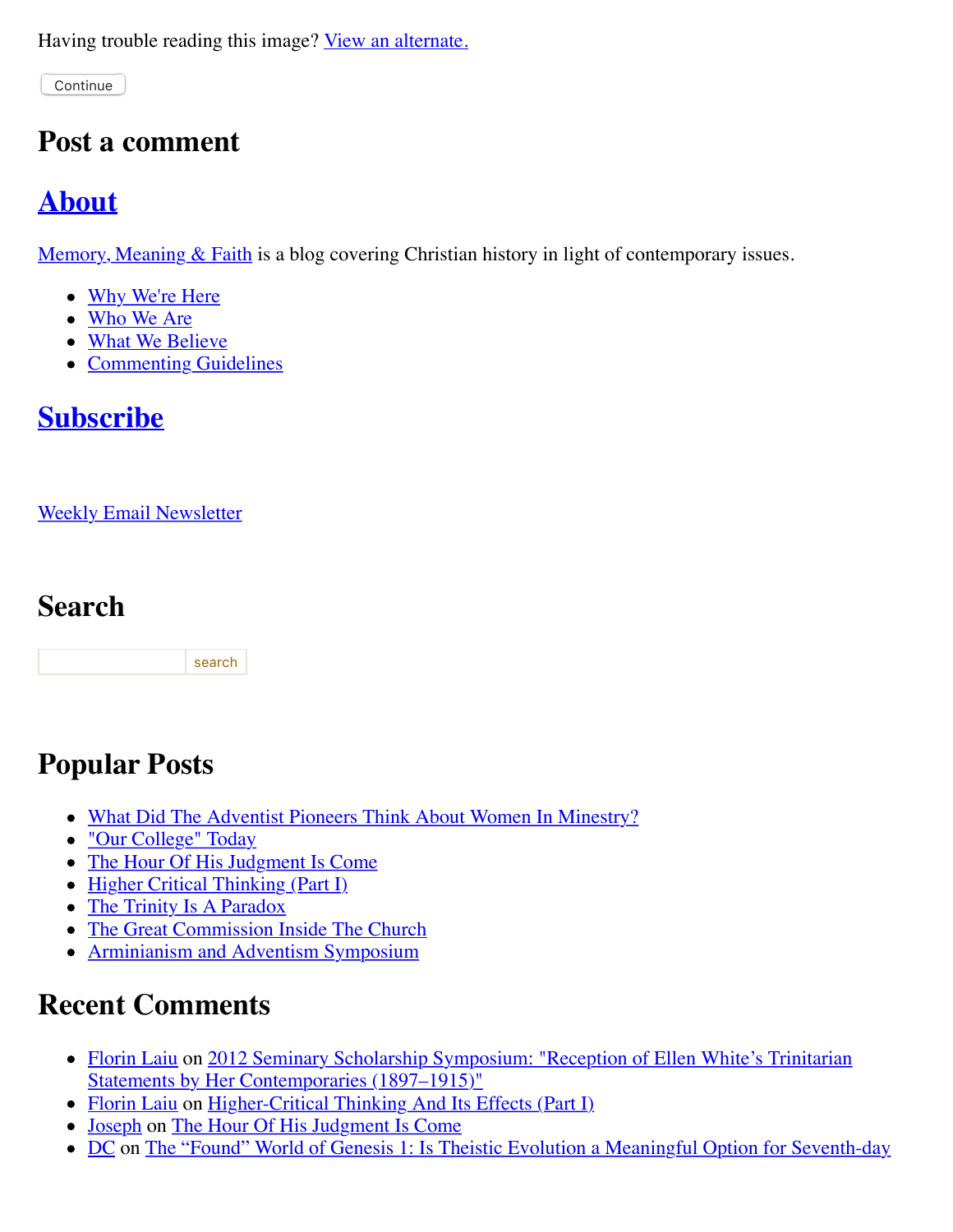Having trouble reading this image? [View an alternate.](#)

Continue

## Post a comment

## [About](#)

[Memory, Meaning & Faith](#) is a blog covering Christian history in light of contemporary issues.

- [Why We're Here](#)
- [Who We Are](#)
- [What We Believe](#)
- [Commenting Guidelines](#)

## [Subscribe](#)

[Weekly Email Newsletter](#)

## Search

search

## Popular Posts

- [What Did The Adventist Pioneers Think About Women In Minestry?](#)
- ["Our College" Today](#)
- [The Hour Of His Judgment Is Come](#)
- [Higher Critical Thinking (Part I)](#)
- [The Trinity Is A Paradox](#)
- [The Great Commission Inside The Church](#)
- [Arminianism and Adventism Symposium](#)

## Recent Comments

- [Florin Laiu](#) on [2012 Seminary Scholarship Symposium: "Reception of Ellen White's Trinitarian Statements by Her Contemporaries (1897–1915)"](#)
- [Florin Laiu](#) on [Higher-Critical Thinking And Its Effects (Part I)](#)
- [Joseph](#) on [The Hour Of His Judgment Is Come](#)
- [DC](#) on [The "Found" World of Genesis 1: Is Theistic Evolution a Meaningful Option for Seventh-day](#)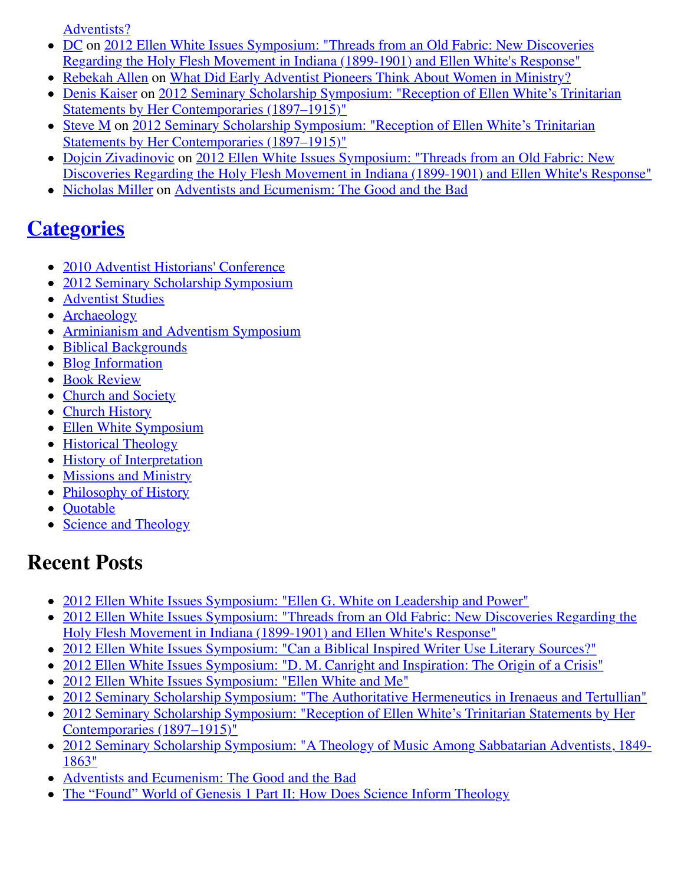Adventists?

- DC on 2012 Ellen White Issues Symposium: "Threads from an Old Fabric: New Discoveries Regarding the Holy Flesh Movement in Indiana (1899-1901) and Ellen White's Response"
- Rebekah Allen on What Did Early Adventist Pioneers Think About Women in Ministry?
- Denis Kaiser on 2012 Seminary Scholarship Symposium: "Reception of Ellen White's Trinitarian Statements by Her Contemporaries (1897–1915)"
- Steve M on 2012 Seminary Scholarship Symposium: "Reception of Ellen White's Trinitarian Statements by Her Contemporaries (1897–1915)"
- Dojcin Zivadinovic on 2012 Ellen White Issues Symposium: "Threads from an Old Fabric: New Discoveries Regarding the Holy Flesh Movement in Indiana (1899-1901) and Ellen White's Response"
- Nicholas Miller on Adventists and Ecumenism: The Good and the Bad

## Categories

- 2010 Adventist Historians' Conference
- 2012 Seminary Scholarship Symposium
- Adventist Studies
- Archaeology
- Arminianism and Adventism Symposium
- Biblical Backgrounds
- Blog Information
- Book Review
- Church and Society
- Church History
- Ellen White Symposium
- Historical Theology
- History of Interpretation
- Missions and Ministry
- Philosophy of History
- Quotable
- Science and Theology

## Recent Posts

- 2012 Ellen White Issues Symposium: "Ellen G. White on Leadership and Power"
- 2012 Ellen White Issues Symposium: "Threads from an Old Fabric: New Discoveries Regarding the Holy Flesh Movement in Indiana (1899-1901) and Ellen White's Response"
- 2012 Ellen White Issues Symposium: "Can a Biblical Inspired Writer Use Literary Sources?"
- 2012 Ellen White Issues Symposium: "D. M. Canright and Inspiration: The Origin of a Crisis"
- 2012 Ellen White Issues Symposium: "Ellen White and Me"
- 2012 Seminary Scholarship Symposium: "The Authoritative Hermeneutics in Irenaeus and Tertullian"
- 2012 Seminary Scholarship Symposium: "Reception of Ellen White's Trinitarian Statements by Her Contemporaries (1897–1915)"
- 2012 Seminary Scholarship Symposium: "A Theology of Music Among Sabbatarian Adventists, 1849-1863"
- Adventists and Ecumenism: The Good and the Bad
- The "Found" World of Genesis 1 Part II: How Does Science Inform Theology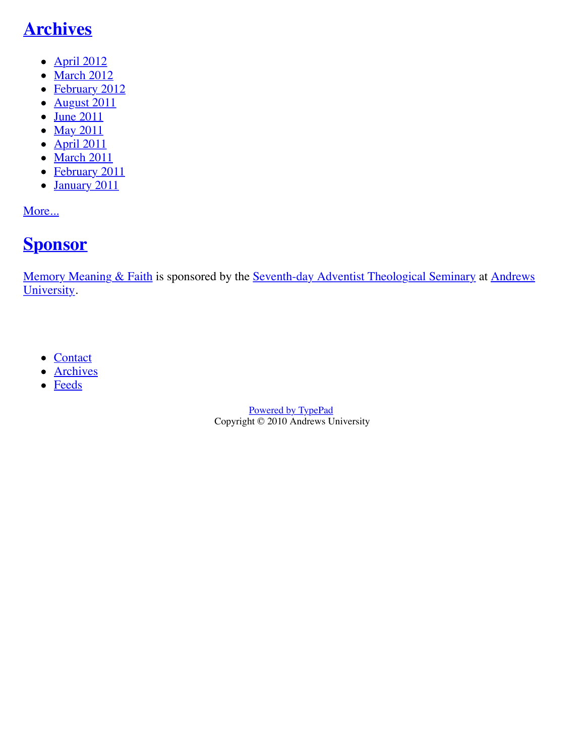## Archives

- April 2012
- March 2012
- February 2012
- August 2011
- June 2011
- May 2011
- April 2011
- March 2011
- February 2011
- January 2011

More...

## Sponsor

Memory Meaning & Faith is sponsored by the Seventh-day Adventist Theological Seminary at Andrews University.

- Contact
- Archives
- Feeds

Powered by TypePad
Copyright © 2010 Andrews University